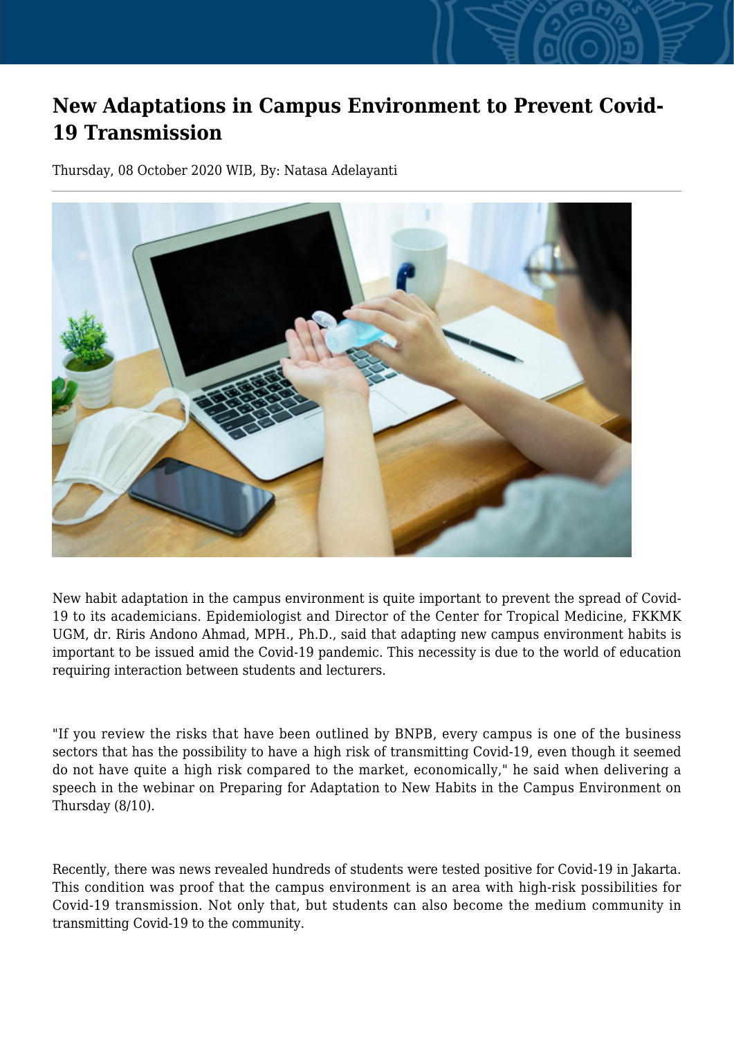# New Adaptations in Campus Environment to Prevent Covid-19 Transmission

Thursday, 08 October 2020 WIB, By: Natasa Adelayanti

New habit adaptation in the campus environment is quite important to prevent the spread of Covid-19 to its academicians. Epidemiologist and Director of the Center for Tropical Medicine, FKKMK UGM, dr. Riris Andono Ahmad, MPH., Ph.D., said that adapting new campus environment habits is important to be issued amid the Covid-19 pandemic. This necessity is due to the world of education requiring interaction between students and lecturers.

"If you review the risks that have been outlined by BNPB, every campus is one of the business sectors that has the possibility to have a high risk of transmitting Covid-19, even though it seemed do not have quite a high risk compared to the market, economically," he said when delivering a speech in the webinar on Preparing for Adaptation to New Habits in the Campus Environment on Thursday (8/10).

Recently, there was news revealed hundreds of students were tested positive for Covid-19 in Jakarta. This condition was proof that the campus environment is an area with high-risk possibilities for Covid-19 transmission. Not only that, but students can also become the medium community in transmitting Covid-19 to the community.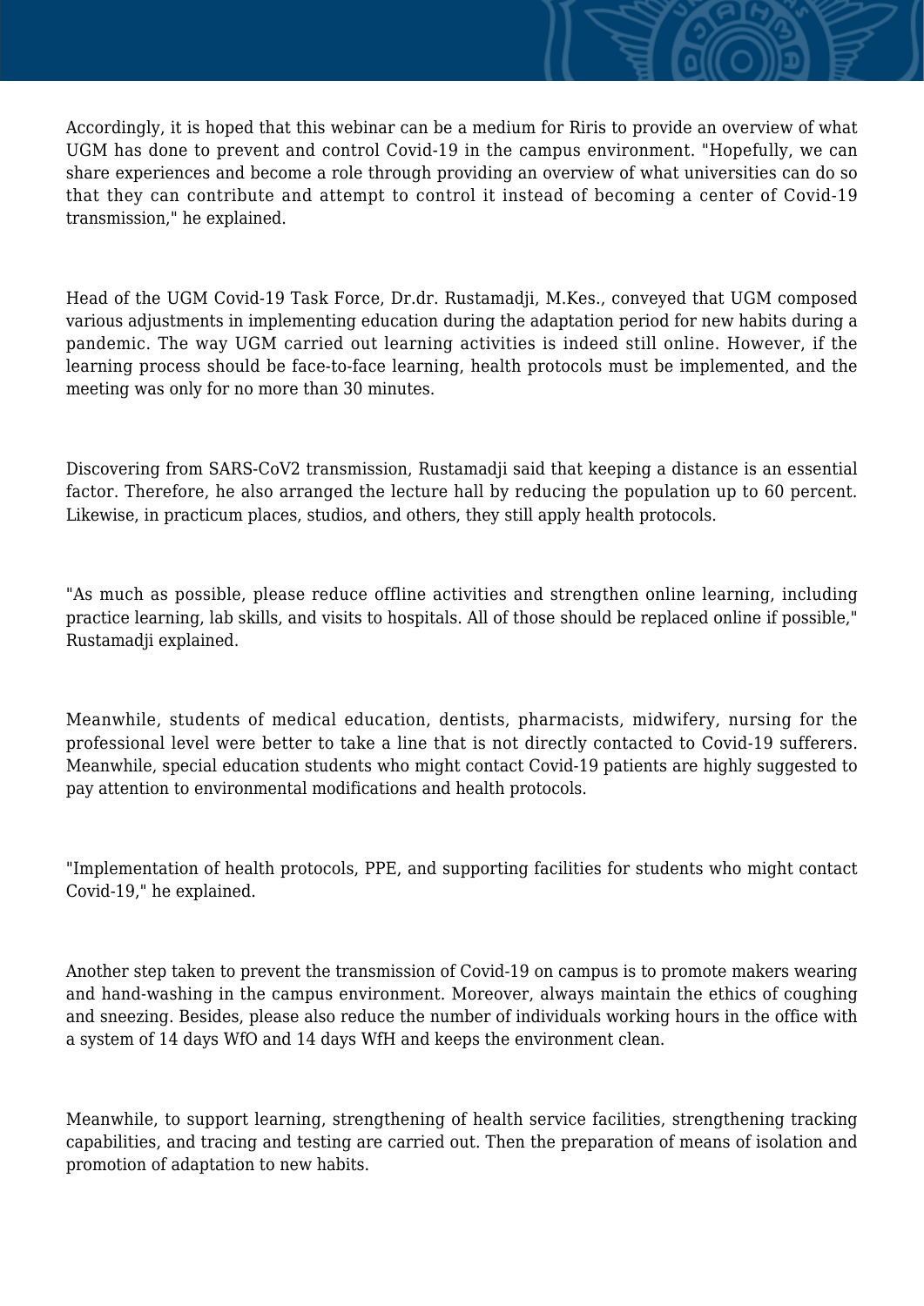Accordingly, it is hoped that this webinar can be a medium for Riris to provide an overview of what UGM has done to prevent and control Covid-19 in the campus environment. "Hopefully, we can share experiences and become a role through providing an overview of what universities can do so that they can contribute and attempt to control it instead of becoming a center of Covid-19 transmission," he explained.

Head of the UGM Covid-19 Task Force, Dr.dr. Rustamadji, M.Kes., conveyed that UGM composed various adjustments in implementing education during the adaptation period for new habits during a pandemic. The way UGM carried out learning activities is indeed still online. However, if the learning process should be face-to-face learning, health protocols must be implemented, and the meeting was only for no more than 30 minutes.

Discovering from SARS-CoV2 transmission, Rustamadji said that keeping a distance is an essential factor. Therefore, he also arranged the lecture hall by reducing the population up to 60 percent. Likewise, in practicum places, studios, and others, they still apply health protocols.

"As much as possible, please reduce offline activities and strengthen online learning, including practice learning, lab skills, and visits to hospitals. All of those should be replaced online if possible," Rustamadji explained.

Meanwhile, students of medical education, dentists, pharmacists, midwifery, nursing for the professional level were better to take a line that is not directly contacted to Covid-19 sufferers. Meanwhile, special education students who might contact Covid-19 patients are highly suggested to pay attention to environmental modifications and health protocols.

"Implementation of health protocols, PPE, and supporting facilities for students who might contact Covid-19," he explained.

Another step taken to prevent the transmission of Covid-19 on campus is to promote makers wearing and hand-washing in the campus environment. Moreover, always maintain the ethics of coughing and sneezing. Besides, please also reduce the number of individuals working hours in the office with a system of 14 days WfO and 14 days WfH and keeps the environment clean.

Meanwhile, to support learning, strengthening of health service facilities, strengthening tracking capabilities, and tracing and testing are carried out. Then the preparation of means of isolation and promotion of adaptation to new habits.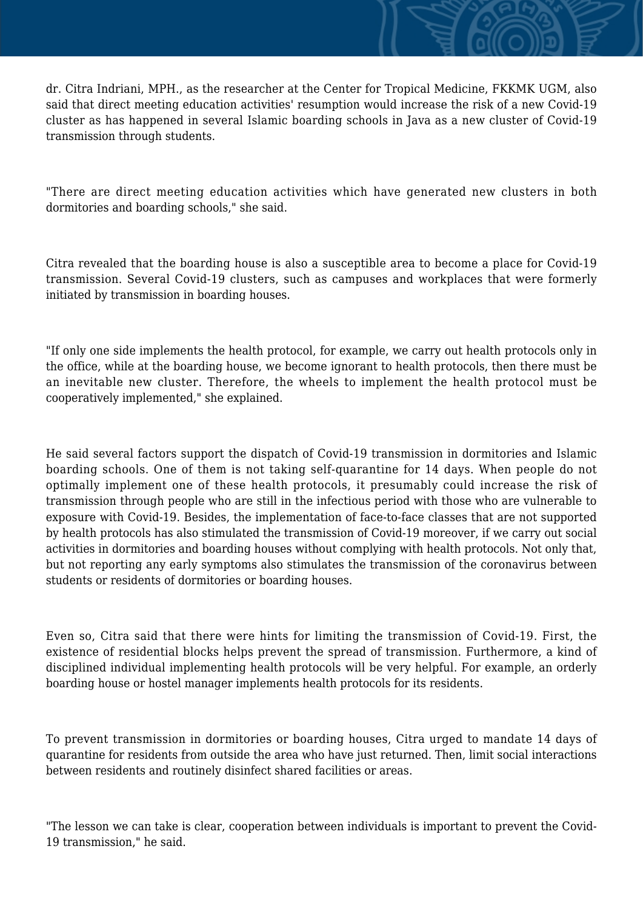dr. Citra Indriani, MPH., as the researcher at the Center for Tropical Medicine, FKKMK UGM, also said that direct meeting education activities' resumption would increase the risk of a new Covid-19 cluster as has happened in several Islamic boarding schools in Java as a new cluster of Covid-19 transmission through students.

"There are direct meeting education activities which have generated new clusters in both dormitories and boarding schools," she said.

Citra revealed that the boarding house is also a susceptible area to become a place for Covid-19 transmission. Several Covid-19 clusters, such as campuses and workplaces that were formerly initiated by transmission in boarding houses.

"If only one side implements the health protocol, for example, we carry out health protocols only in the office, while at the boarding house, we become ignorant to health protocols, then there must be an inevitable new cluster. Therefore, the wheels to implement the health protocol must be cooperatively implemented," she explained.

He said several factors support the dispatch of Covid-19 transmission in dormitories and Islamic boarding schools. One of them is not taking self-quarantine for 14 days. When people do not optimally implement one of these health protocols, it presumably could increase the risk of transmission through people who are still in the infectious period with those who are vulnerable to exposure with Covid-19. Besides, the implementation of face-to-face classes that are not supported by health protocols has also stimulated the transmission of Covid-19 moreover, if we carry out social activities in dormitories and boarding houses without complying with health protocols. Not only that, but not reporting any early symptoms also stimulates the transmission of the coronavirus between students or residents of dormitories or boarding houses.

Even so, Citra said that there were hints for limiting the transmission of Covid-19. First, the existence of residential blocks helps prevent the spread of transmission. Furthermore, a kind of disciplined individual implementing health protocols will be very helpful. For example, an orderly boarding house or hostel manager implements health protocols for its residents.

To prevent transmission in dormitories or boarding houses, Citra urged to mandate 14 days of quarantine for residents from outside the area who have just returned. Then, limit social interactions between residents and routinely disinfect shared facilities or areas.

"The lesson we can take is clear, cooperation between individuals is important to prevent the Covid-19 transmission," he said.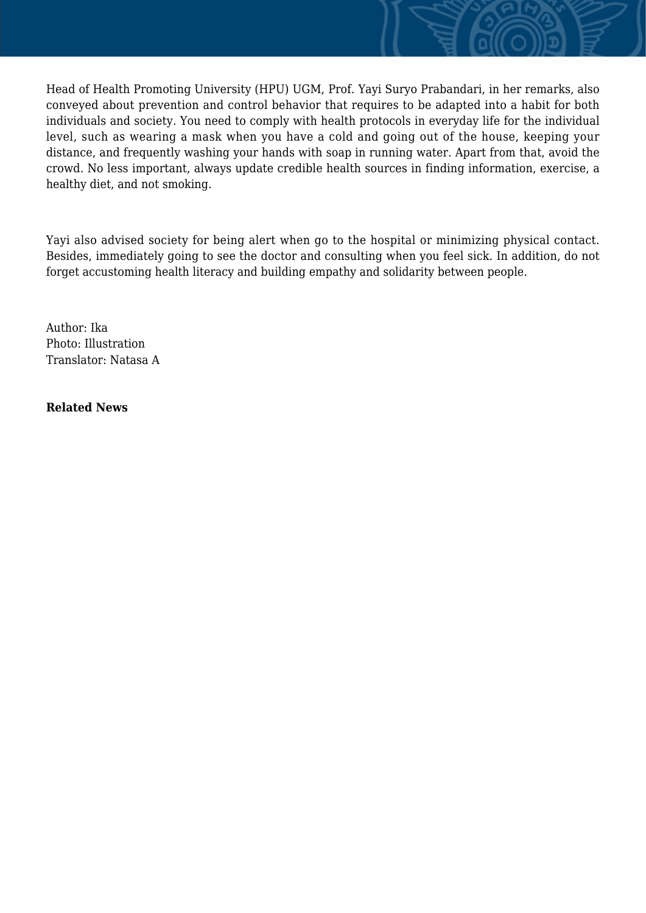Head of Health Promoting University (HPU) UGM, Prof. Yayi Suryo Prabandari, in her remarks, also conveyed about prevention and control behavior that requires to be adapted into a habit for both individuals and society. You need to comply with health protocols in everyday life for the individual level, such as wearing a mask when you have a cold and going out of the house, keeping your distance, and frequently washing your hands with soap in running water. Apart from that, avoid the crowd. No less important, always update credible health sources in finding information, exercise, a healthy diet, and not smoking.

Yayi also advised society for being alert when go to the hospital or minimizing physical contact. Besides, immediately going to see the doctor and consulting when you feel sick. In addition, do not forget accustoming health literacy and building empathy and solidarity between people.

Author: Ika
Photo: Illustration
Translator: Natasa A

**Related News**